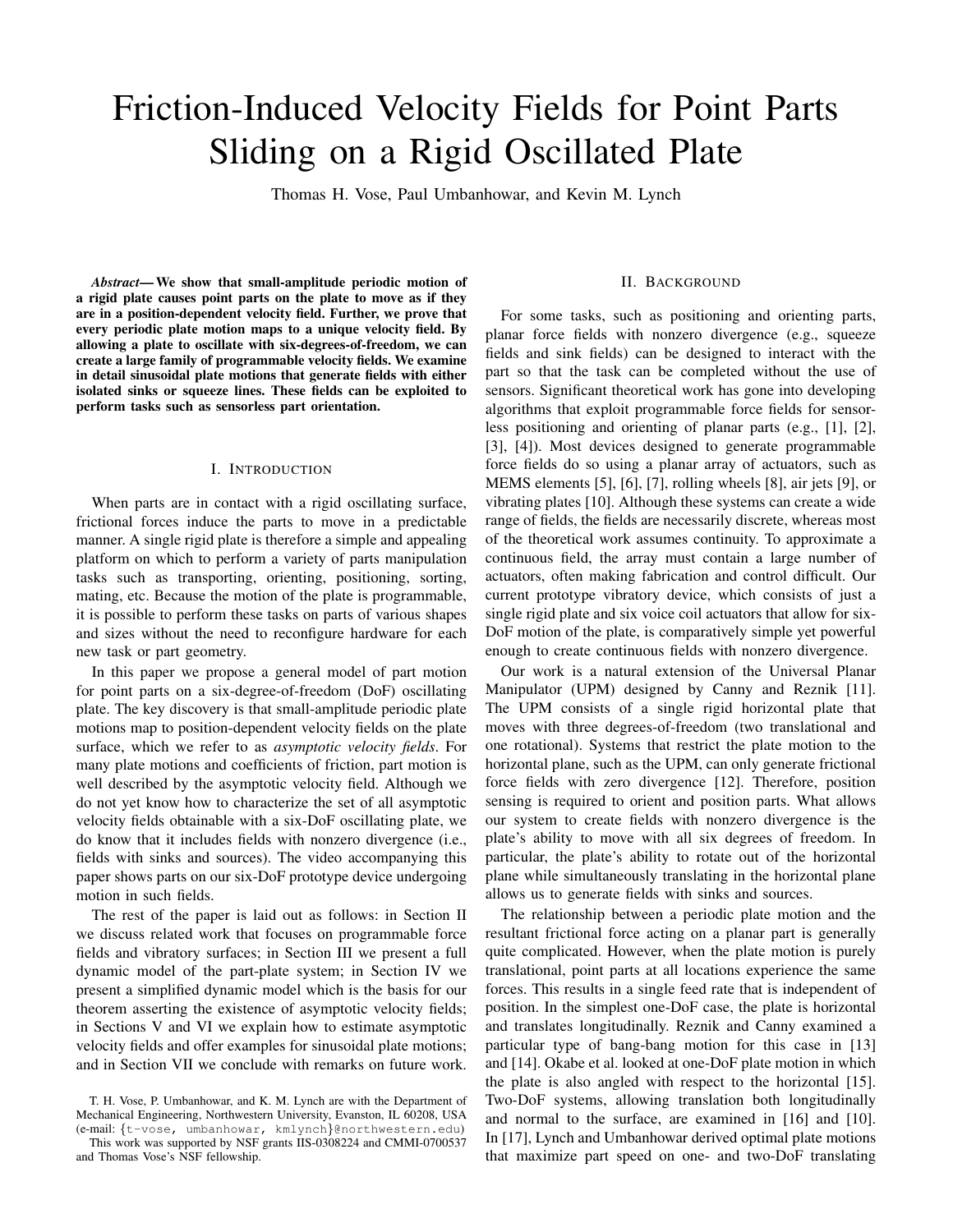# Friction-Induced Velocity Fields for Point Parts Sliding on a Rigid Oscillated Plate

Thomas H. Vose, Paul Umbanhowar, and Kevin M. Lynch

***Abstract*— We show that small-amplitude periodic motion of a rigid plate causes point parts on the plate to move as if they are in a position-dependent velocity field. Further, we prove that every periodic plate motion maps to a unique velocity field. By allowing a plate to oscillate with six-degrees-of-freedom, we can create a large family of programmable velocity fields. We examine in detail sinusoidal plate motions that generate fields with either isolated sinks or squeeze lines. These fields can be exploited to perform tasks such as sensorless part orientation.**

## I. Introduction

When parts are in contact with a rigid oscillating surface, frictional forces induce the parts to move in a predictable manner. A single rigid plate is therefore a simple and appealing platform on which to perform a variety of parts manipulation tasks such as transporting, orienting, positioning, sorting, mating, etc. Because the motion of the plate is programmable, it is possible to perform these tasks on parts of various shapes and sizes without the need to reconfigure hardware for each new task or part geometry.

In this paper we propose a general model of part motion for point parts on a six-degree-of-freedom (DoF) oscillating plate. The key discovery is that small-amplitude periodic plate motions map to position-dependent velocity fields on the plate surface, which we refer to as *asymptotic velocity fields*. For many plate motions and coefficients of friction, part motion is well described by the asymptotic velocity field. Although we do not yet know how to characterize the set of all asymptotic velocity fields obtainable with a six-DoF oscillating plate, we do know that it includes fields with nonzero divergence (i.e., fields with sinks and sources). The video accompanying this paper shows parts on our six-DoF prototype device undergoing motion in such fields.

The rest of the paper is laid out as follows: in Section II we discuss related work that focuses on programmable force fields and vibratory surfaces; in Section III we present a full dynamic model of the part-plate system; in Section IV we present a simplified dynamic model which is the basis for our theorem asserting the existence of asymptotic velocity fields; in Sections V and VI we explain how to estimate asymptotic velocity fields and offer examples for sinusoidal plate motions; and in Section VII we conclude with remarks on future work.

T. H. Vose, P. Umbanhowar, and K. M. Lynch are with the Department of Mechanical Engineering, Northwestern University, Evanston, IL 60208, USA (e-mail: {t-vose, umbanhowar, kmlynch}@northwestern.edu)

This work was supported by NSF grants IIS-0308224 and CMMI-0700537 and Thomas Vose's NSF fellowship.

## II. Background

For some tasks, such as positioning and orienting parts, planar force fields with nonzero divergence (e.g., squeeze fields and sink fields) can be designed to interact with the part so that the task can be completed without the use of sensors. Significant theoretical work has gone into developing algorithms that exploit programmable force fields for sensorless positioning and orienting of planar parts (e.g., [1], [2], [3], [4]). Most devices designed to generate programmable force fields do so using a planar array of actuators, such as MEMS elements [5], [6], [7], rolling wheels [8], air jets [9], or vibrating plates [10]. Although these systems can create a wide range of fields, the fields are necessarily discrete, whereas most of the theoretical work assumes continuity. To approximate a continuous field, the array must contain a large number of actuators, often making fabrication and control difficult. Our current prototype vibratory device, which consists of just a single rigid plate and six voice coil actuators that allow for six-DoF motion of the plate, is comparatively simple yet powerful enough to create continuous fields with nonzero divergence.

Our work is a natural extension of the Universal Planar Manipulator (UPM) designed by Canny and Reznik [11]. The UPM consists of a single rigid horizontal plate that moves with three degrees-of-freedom (two translational and one rotational). Systems that restrict the plate motion to the horizontal plane, such as the UPM, can only generate frictional force fields with zero divergence [12]. Therefore, position sensing is required to orient and position parts. What allows our system to create fields with nonzero divergence is the plate's ability to move with all six degrees of freedom. In particular, the plate's ability to rotate out of the horizontal plane while simultaneously translating in the horizontal plane allows us to generate fields with sinks and sources.

The relationship between a periodic plate motion and the resultant frictional force acting on a planar part is generally quite complicated. However, when the plate motion is purely translational, point parts at all locations experience the same forces. This results in a single feed rate that is independent of position. In the simplest one-DoF case, the plate is horizontal and translates longitudinally. Reznik and Canny examined a particular type of bang-bang motion for this case in [13] and [14]. Okabe et al. looked at one-DoF plate motion in which the plate is also angled with respect to the horizontal [15]. Two-DoF systems, allowing translation both longitudinally and normal to the surface, are examined in [16] and [10]. In [17], Lynch and Umbanhowar derived optimal plate motions that maximize part speed on one- and two-DoF translating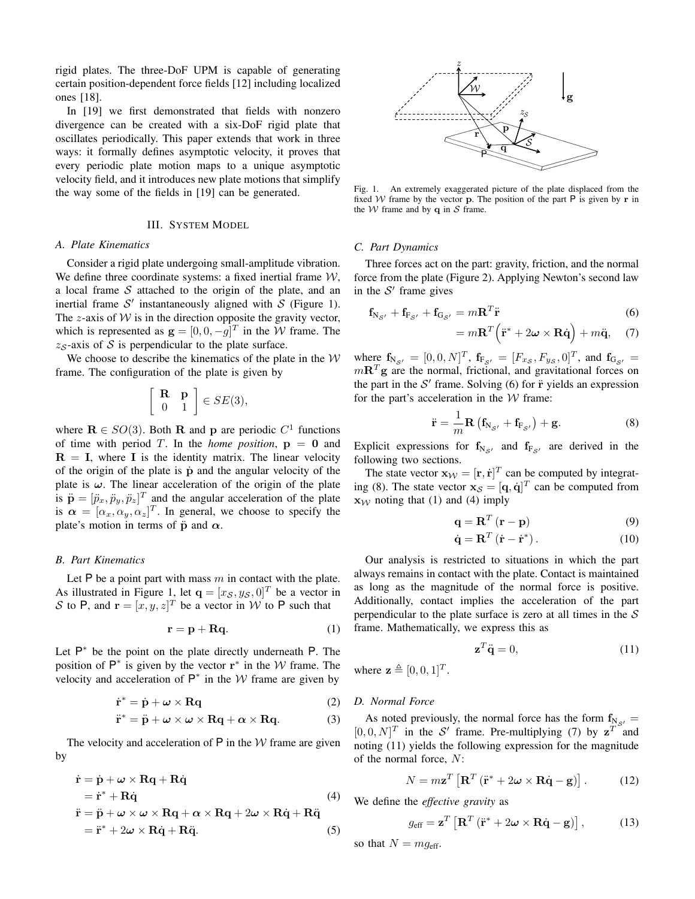rigid plates. The three-DoF UPM is capable of generating certain position-dependent force fields [12] including localized ones [18].

In [19] we first demonstrated that fields with nonzero divergence can be created with a six-DoF rigid plate that oscillates periodically. This paper extends that work in three ways: it formally defines asymptotic velocity, it proves that every periodic plate motion maps to a unique asymptotic velocity field, and it introduces new plate motions that simplify the way some of the fields in [19] can be generated.

## III. System Model

### A. Plate Kinematics

Consider a rigid plate undergoing small-amplitude vibration. We define three coordinate systems: a fixed inertial frame $\mathcal{W}$, a local frame $\mathcal{S}$ attached to the origin of the plate, and an inertial frame $\mathcal{S}'$ instantaneously aligned with $\mathcal{S}$ (Figure 1). The $z$-axis of $\mathcal{W}$ is in the direction opposite the gravity vector, which is represented as $\mathbf{g} = [0, 0, -g]^T$ in the $\mathcal{W}$ frame. The $z_{\mathcal{S}}$-axis of $\mathcal{S}$ is perpendicular to the plate surface.

We choose to describe the kinematics of the plate in the $\mathcal{W}$ frame. The configuration of the plate is given by

$$\begin{bmatrix} \mathbf{R} & \mathbf{p} \\ 0 & 1 \end{bmatrix} \in SE(3),$$

where $\mathbf{R} \in SO(3)$. Both $\mathbf{R}$ and $\mathbf{p}$ are periodic $C^1$ functions of time with period $T$. In the *home position*, $\mathbf{p} = \mathbf{0}$ and $\mathbf{R} = \mathbf{I}$, where $\mathbf{I}$ is the identity matrix. The linear velocity of the origin of the plate is $\dot{\mathbf{p}}$ and the angular velocity of the plate is $\boldsymbol{\omega}$. The linear acceleration of the origin of the plate is $\ddot{\mathbf{p}} = [\ddot{p}_x, \ddot{p}_y, \ddot{p}_z]^T$ and the angular acceleration of the plate is $\boldsymbol{\alpha} = [\alpha_x, \alpha_y, \alpha_z]^T$. In general, we choose to specify the plate's motion in terms of $\ddot{\mathbf{p}}$ and $\boldsymbol{\alpha}$.

### B. Part Kinematics

Let P be a point part with mass $m$ in contact with the plate. As illustrated in Figure 1, let $\mathbf{q} = [x_{\mathcal{S}}, y_{\mathcal{S}}, 0]^T$ be a vector in $\mathcal{S}$ to P, and $\mathbf{r} = [x, y, z]^T$ be a vector in $\mathcal{W}$ to P such that

$$\mathbf{r} = \mathbf{p} + \mathbf{R}\mathbf{q}. \tag{1}$$

Let P* be the point on the plate directly underneath P. The position of P* is given by the vector $\mathbf{r}^*$ in the $\mathcal{W}$ frame. The velocity and acceleration of P* in the $\mathcal{W}$ frame are given by

$$\dot{\mathbf{r}}^* = \dot{\mathbf{p}} + \boldsymbol{\omega} \times \mathbf{R}\mathbf{q} \tag{2}$$

$$\ddot{\mathbf{r}}^* = \ddot{\mathbf{p}} + \boldsymbol{\omega} \times \boldsymbol{\omega} \times \mathbf{R}\mathbf{q} + \boldsymbol{\alpha} \times \mathbf{R}\mathbf{q}. \tag{3}$$

The velocity and acceleration of P in the $\mathcal{W}$ frame are given by

$$\begin{aligned} \dot{\mathbf{r}} &= \dot{\mathbf{p}} + \boldsymbol{\omega} \times \mathbf{R}\mathbf{q} + \mathbf{R}\dot{\mathbf{q}} \\ &= \dot{\mathbf{r}}^* + \mathbf{R}\dot{\mathbf{q}} \end{aligned} \tag{4}$$

$$\begin{aligned} \ddot{\mathbf{r}} &= \ddot{\mathbf{p}} + \boldsymbol{\omega} \times \boldsymbol{\omega} \times \mathbf{R}\mathbf{q} + \boldsymbol{\alpha} \times \mathbf{R}\mathbf{q} + 2\boldsymbol{\omega} \times \mathbf{R}\dot{\mathbf{q}} + \mathbf{R}\ddot{\mathbf{q}} \\ &= \ddot{\mathbf{r}}^* + 2\boldsymbol{\omega} \times \mathbf{R}\dot{\mathbf{q}} + \mathbf{R}\ddot{\mathbf{q}}. \end{aligned} \tag{5}$$

Fig. 1. An extremely exaggerated picture of the plate displaced from the fixed $\mathcal{W}$ frame by the vector $\mathbf{p}$. The position of the part P is given by $\mathbf{r}$ in the $\mathcal{W}$ frame and by $\mathbf{q}$ in $\mathcal{S}$ frame.

### C. Part Dynamics

Three forces act on the part: gravity, friction, and the normal force from the plate (Figure 2). Applying Newton's second law in the $\mathcal{S}'$ frame gives

$$\mathbf{f}_{\mathrm{N}_{\mathcal{S}'}} + \mathbf{f}_{\mathrm{F}_{\mathcal{S}'}} + \mathbf{f}_{\mathrm{G}_{\mathcal{S}'}} = m\mathbf{R}^T\ddot{\mathbf{r}} \tag{6}$$

$$= m\mathbf{R}^T\Big(\ddot{\mathbf{r}}^* + 2\boldsymbol{\omega} \times \mathbf{R}\dot{\mathbf{q}}\Big) + m\ddot{\mathbf{q}}, \tag{7}$$

where $\mathbf{f}_{\mathrm{N}_{\mathcal{S}'}} = [0, 0, N]^T$, $\mathbf{f}_{\mathrm{F}_{\mathcal{S}'}} = [F_{x_{\mathcal{S}}}, F_{y_{\mathcal{S}}}, 0]^T$, and $\mathbf{f}_{\mathrm{G}_{\mathcal{S}'}} = m\mathbf{R}^T\mathbf{g}$ are the normal, frictional, and gravitational forces on the part in the $\mathcal{S}'$ frame. Solving (6) for $\ddot{\mathbf{r}}$ yields an expression for the part's acceleration in the $\mathcal{W}$ frame:

$$\ddot{\mathbf{r}} = \frac{1}{m}\mathbf{R}\left(\mathbf{f}_{\mathrm{N}_{\mathcal{S}'}} + \mathbf{f}_{\mathrm{F}_{\mathcal{S}'}}\right) + \mathbf{g}. \tag{8}$$

Explicit expressions for $\mathbf{f}_{\mathrm{N}_{\mathcal{S}'}}$ and $\mathbf{f}_{\mathrm{F}_{\mathcal{S}'}}$ are derived in the following two sections.

The state vector $\mathbf{x}_{\mathcal{W}} = [\mathbf{r}, \dot{\mathbf{r}}]^T$ can be computed by integrating (8). The state vector $\mathbf{x}_{\mathcal{S}} = [\mathbf{q}, \dot{\mathbf{q}}]^T$ can be computed from $\mathbf{x}_{\mathcal{W}}$ noting that (1) and (4) imply

$$\mathbf{q} = \mathbf{R}^T(\mathbf{r} - \mathbf{p}) \tag{9}$$

$$\dot{\mathbf{q}} = \mathbf{R}^T(\dot{\mathbf{r}} - \dot{\mathbf{r}}^*). \tag{10}$$

Our analysis is restricted to situations in which the part always remains in contact with the plate. Contact is maintained as long as the magnitude of the normal force is positive. Additionally, contact implies the acceleration of the part perpendicular to the plate surface is zero at all times in the $\mathcal{S}$ frame. Mathematically, we express this as

$$\mathbf{z}^T\ddot{\mathbf{q}} = 0, \tag{11}$$

where $\mathbf{z} \triangleq [0, 0, 1]^T$.

### D. Normal Force

As noted previously, the normal force has the form $\mathbf{f}_{\mathrm{N}_{\mathcal{S}'}} = [0, 0, N]^T$ in the $\mathcal{S}'$ frame. Pre-multiplying (7) by $\mathbf{z}^T$ and noting (11) yields the following expression for the magnitude of the normal force, $N$:

$$N = m\mathbf{z}^T\left[\mathbf{R}^T\left(\ddot{\mathbf{r}}^* + 2\boldsymbol{\omega} \times \mathbf{R}\dot{\mathbf{q}} - \mathbf{g}\right)\right]. \tag{12}$$

We define the *effective gravity* as

$$g_{\text{eff}} = \mathbf{z}^T\left[\mathbf{R}^T\left(\ddot{\mathbf{r}}^* + 2\boldsymbol{\omega} \times \mathbf{R}\dot{\mathbf{q}} - \mathbf{g}\right)\right], \tag{13}$$

so that $N = mg_{\text{eff}}$.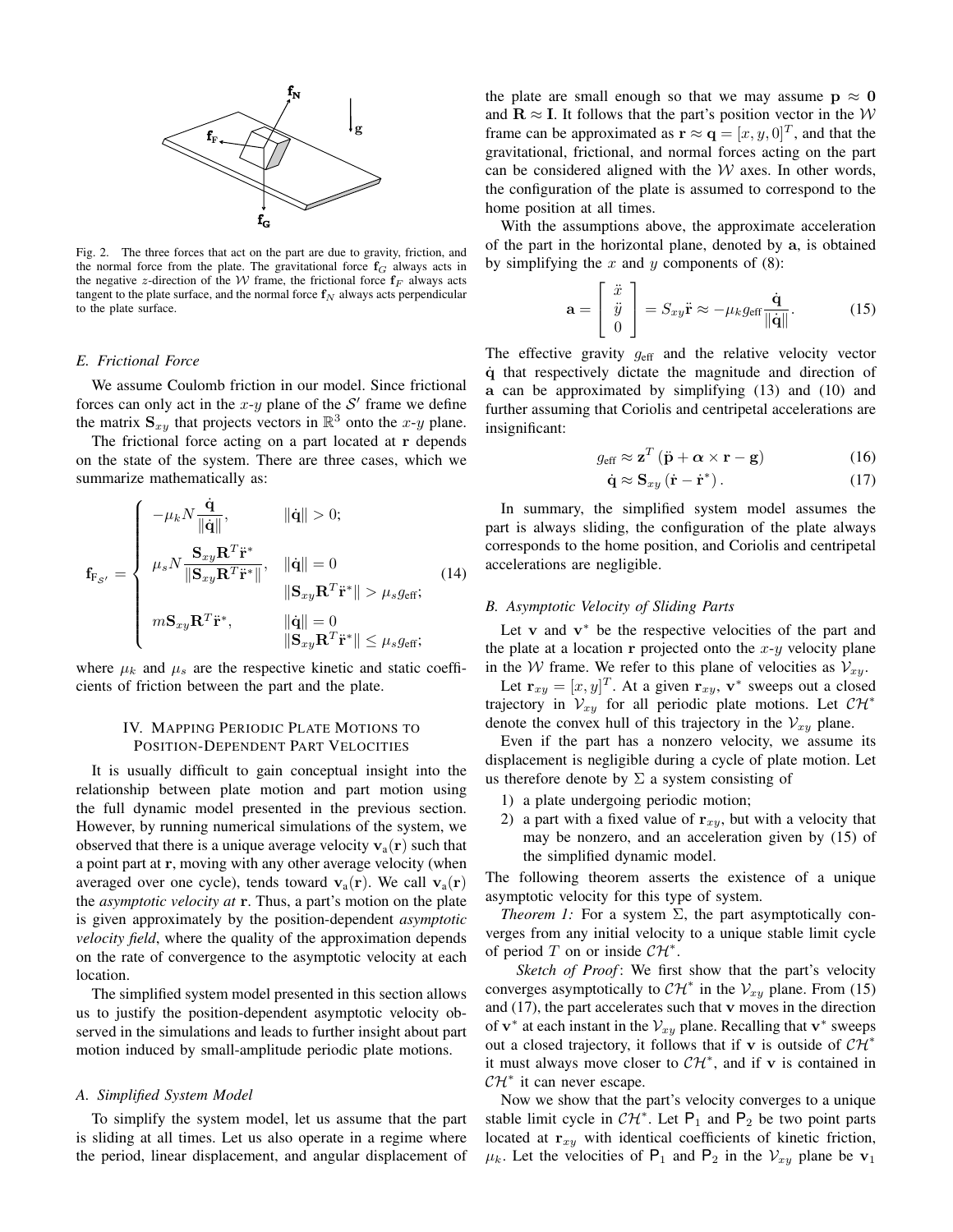Fig. 2. The three forces that act on the part are due to gravity, friction, and the normal force from the plate. The gravitational force $\mathbf{f}_G$ always acts in the negative $z$-direction of the $\mathcal{W}$ frame, the frictional force $\mathbf{f}_F$ always acts tangent to the plate surface, and the normal force $\mathbf{f}_N$ always acts perpendicular to the plate surface.

### E. Frictional Force

We assume Coulomb friction in our model. Since frictional forces can only act in the $x$-$y$ plane of the $\mathcal{S}'$ frame we define the matrix $\mathbf{S}_{xy}$ that projects vectors in $\mathbb{R}^3$ onto the $x$-$y$ plane.

The frictional force acting on a part located at $\mathbf{r}$ depends on the state of the system. There are three cases, which we summarize mathematically as:

$$\mathbf{f}_{\mathrm{F}_{\mathcal{S}'}} = \begin{cases} -\mu_k N \dfrac{\dot{\mathbf{q}}}{\|\dot{\mathbf{q}}\|}, & \|\dot{\mathbf{q}}\| > 0; \\[2ex] \mu_s N \dfrac{\mathbf{S}_{xy}\mathbf{R}^T\ddot{\mathbf{r}}^*}{\|\mathbf{S}_{xy}\mathbf{R}^T\ddot{\mathbf{r}}^*\|}, & \|\dot{\mathbf{q}}\| = 0 \\ & \|\mathbf{S}_{xy}\mathbf{R}^T\ddot{\mathbf{r}}^*\| > \mu_s g_{\mathrm{eff}}; \\[2ex] m\mathbf{S}_{xy}\mathbf{R}^T\ddot{\mathbf{r}}^*, & \|\dot{\mathbf{q}}\| = 0 \\ & \|\mathbf{S}_{xy}\mathbf{R}^T\ddot{\mathbf{r}}^*\| \le \mu_s g_{\mathrm{eff}}; \end{cases} \tag{14}$$

where $\mu_k$ and $\mu_s$ are the respective kinetic and static coefficients of friction between the part and the plate.

## IV. Mapping Periodic Plate Motions to Position-Dependent Part Velocities

It is usually difficult to gain conceptual insight into the relationship between plate motion and part motion using the full dynamic model presented in the previous section. However, by running numerical simulations of the system, we observed that there is a unique average velocity $\mathbf{v}_\mathrm{a}(\mathbf{r})$ such that a point part at $\mathbf{r}$, moving with any other average velocity (when averaged over one cycle), tends toward $\mathbf{v}_\mathrm{a}(\mathbf{r})$. We call $\mathbf{v}_\mathrm{a}(\mathbf{r})$ the *asymptotic velocity at* $\mathbf{r}$. Thus, a part's motion on the plate is given approximately by the position-dependent *asymptotic velocity field*, where the quality of the approximation depends on the rate of convergence to the asymptotic velocity at each location.

The simplified system model presented in this section allows us to justify the position-dependent asymptotic velocity observed in the simulations and leads to further insight about part motion induced by small-amplitude periodic plate motions.

### A. Simplified System Model

To simplify the system model, let us assume that the part is sliding at all times. Let us also operate in a regime where the period, linear displacement, and angular displacement of the plate are small enough so that we may assume $\mathbf{p} \approx \mathbf{0}$ and $\mathbf{R} \approx \mathbf{I}$. It follows that the part's position vector in the $\mathcal{W}$ frame can be approximated as $\mathbf{r} \approx \mathbf{q} = [x, y, 0]^T$, and that the gravitational, frictional, and normal forces acting on the part can be considered aligned with the $\mathcal{W}$ axes. In other words, the configuration of the plate is assumed to correspond to the home position at all times.

With the assumptions above, the approximate acceleration of the part in the horizontal plane, denoted by $\mathbf{a}$, is obtained by simplifying the $x$ and $y$ components of (8):

$$\mathbf{a} = \begin{bmatrix} \ddot{x} \\ \ddot{y} \\ 0 \end{bmatrix} = S_{xy}\ddot{\mathbf{r}} \approx -\mu_k g_{\mathrm{eff}} \frac{\dot{\mathbf{q}}}{\|\dot{\mathbf{q}}\|}. \tag{15}$$

The effective gravity $g_{\mathrm{eff}}$ and the relative velocity vector $\dot{\mathbf{q}}$ that respectively dictate the magnitude and direction of $\mathbf{a}$ can be approximated by simplifying (13) and (10) and further assuming that Coriolis and centripetal accelerations are insignificant:

$$g_{\mathrm{eff}} \approx \mathbf{z}^T \left(\ddot{\mathbf{p}} + \boldsymbol{\alpha} \times \mathbf{r} - \mathbf{g}\right) \tag{16}$$

$$\dot{\mathbf{q}} \approx \mathbf{S}_{xy}\left(\dot{\mathbf{r}} - \dot{\mathbf{r}}^*\right). \tag{17}$$

In summary, the simplified system model assumes the part is always sliding, the configuration of the plate always corresponds to the home position, and Coriolis and centripetal accelerations are negligible.

### B. Asymptotic Velocity of Sliding Parts

Let $\mathbf{v}$ and $\mathbf{v}^*$ be the respective velocities of the part and the plate at a location $\mathbf{r}$ projected onto the $x$-$y$ velocity plane in the $\mathcal{W}$ frame. We refer to this plane of velocities as $\mathcal{V}_{xy}$.

Let $\mathbf{r}_{xy} = [x, y]^T$. At a given $\mathbf{r}_{xy}$, $\mathbf{v}^*$ sweeps out a closed trajectory in $\mathcal{V}_{xy}$ for all periodic plate motions. Let $\mathcal{CH}^*$ denote the convex hull of this trajectory in the $\mathcal{V}_{xy}$ plane.

Even if the part has a nonzero velocity, we assume its displacement is negligible during a cycle of plate motion. Let us therefore denote by $\Sigma$ a system consisting of

1) a plate undergoing periodic motion;
2) a part with a fixed value of $\mathbf{r}_{xy}$, but with a velocity that may be nonzero, and an acceleration given by (15) of the simplified dynamic model.

The following theorem asserts the existence of a unique asymptotic velocity for this type of system.

*Theorem 1:* For a system $\Sigma$, the part asymptotically converges from any initial velocity to a unique stable limit cycle of period $T$ on or inside $\mathcal{CH}^*$.

*Sketch of Proof*: We first show that the part's velocity converges asymptotically to $\mathcal{CH}^*$ in the $\mathcal{V}_{xy}$ plane. From (15) and (17), the part accelerates such that $\mathbf{v}$ moves in the direction of $\mathbf{v}^*$ at each instant in the $\mathcal{V}_{xy}$ plane. Recalling that $\mathbf{v}^*$ sweeps out a closed trajectory, it follows that if $\mathbf{v}$ is outside of $\mathcal{CH}^*$ it must always move closer to $\mathcal{CH}^*$, and if $\mathbf{v}$ is contained in $\mathcal{CH}^*$ it can never escape.

Now we show that the part's velocity converges to a unique stable limit cycle in $\mathcal{CH}^*$. Let $\mathsf{P}_1$ and $\mathsf{P}_2$ be two point parts located at $\mathbf{r}_{xy}$ with identical coefficients of kinetic friction, $\mu_k$. Let the velocities of $\mathsf{P}_1$ and $\mathsf{P}_2$ in the $\mathcal{V}_{xy}$ plane be $\mathbf{v}_1$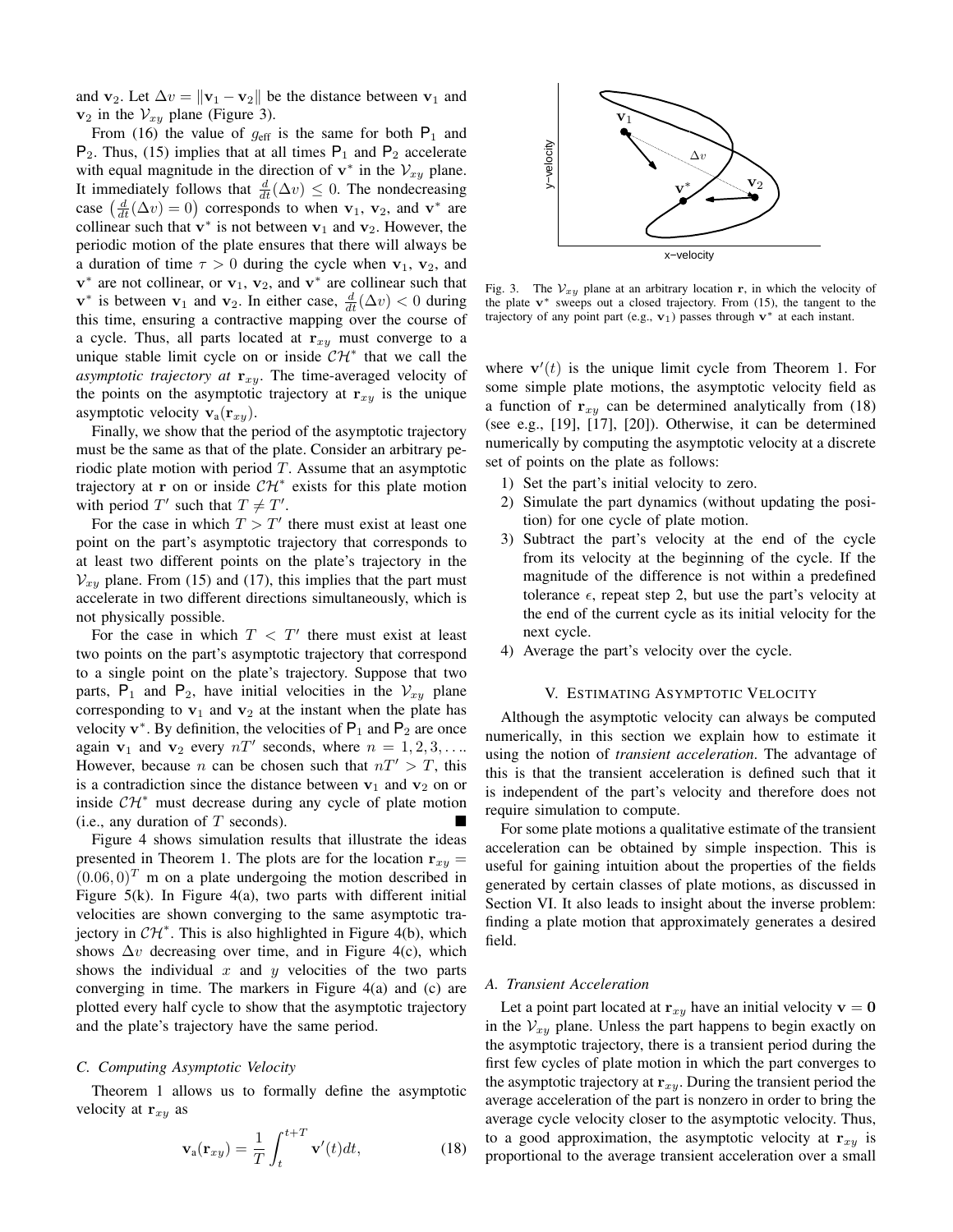and $\mathbf{v}_2$. Let $\Delta v = \|\mathbf{v}_1 - \mathbf{v}_2\|$ be the distance between $\mathbf{v}_1$ and $\mathbf{v}_2$ in the $\mathcal{V}_{xy}$ plane (Figure 3).

From (16) the value of $g_{\text{eff}}$ is the same for both $\mathsf{P}_1$ and $\mathsf{P}_2$. Thus, (15) implies that at all times $\mathsf{P}_1$ and $\mathsf{P}_2$ accelerate with equal magnitude in the direction of $\mathbf{v}^*$ in the $\mathcal{V}_{xy}$ plane. It immediately follows that $\frac{d}{dt}(\Delta v) \leq 0$. The nondecreasing case $\left(\frac{d}{dt}(\Delta v) = 0\right)$ corresponds to when $\mathbf{v}_1$, $\mathbf{v}_2$, and $\mathbf{v}^*$ are collinear such that $\mathbf{v}^*$ is not between $\mathbf{v}_1$ and $\mathbf{v}_2$. However, the periodic motion of the plate ensures that there will always be a duration of time $\tau > 0$ during the cycle when $\mathbf{v}_1$, $\mathbf{v}_2$, and $\mathbf{v}^*$ are not collinear, or $\mathbf{v}_1$, $\mathbf{v}_2$, and $\mathbf{v}^*$ are collinear such that $\mathbf{v}^*$ is between $\mathbf{v}_1$ and $\mathbf{v}_2$. In either case, $\frac{d}{dt}(\Delta v) < 0$ during this time, ensuring a contractive mapping over the course of a cycle. Thus, all parts located at $\mathbf{r}_{xy}$ must converge to a unique stable limit cycle on or inside $\mathcal{CH}^*$ that we call the *asymptotic trajectory at* $\mathbf{r}_{xy}$. The time-averaged velocity of the points on the asymptotic trajectory at $\mathbf{r}_{xy}$ is the unique asymptotic velocity $\mathbf{v}_{\text{a}}(\mathbf{r}_{xy})$.

Finally, we show that the period of the asymptotic trajectory must be the same as that of the plate. Consider an arbitrary periodic plate motion with period $T$. Assume that an asymptotic trajectory at $\mathbf{r}$ on or inside $\mathcal{CH}^*$ exists for this plate motion with period $T'$ such that $T \neq T'$.

For the case in which $T > T'$ there must exist at least one point on the part's asymptotic trajectory that corresponds to at least two different points on the plate's trajectory in the $\mathcal{V}_{xy}$ plane. From (15) and (17), this implies that the part must accelerate in two different directions simultaneously, which is not physically possible.

For the case in which $T < T'$ there must exist at least two points on the part's asymptotic trajectory that correspond to a single point on the plate's trajectory. Suppose that two parts, $\mathsf{P}_1$ and $\mathsf{P}_2$, have initial velocities in the $\mathcal{V}_{xy}$ plane corresponding to $\mathbf{v}_1$ and $\mathbf{v}_2$ at the instant when the plate has velocity $\mathbf{v}^*$. By definition, the velocities of $\mathsf{P}_1$ and $\mathsf{P}_2$ are once again $\mathbf{v}_1$ and $\mathbf{v}_2$ every $nT'$ seconds, where $n = 1, 2, 3, \ldots$. However, because $n$ can be chosen such that $nT' > T$, this is a contradiction since the distance between $\mathbf{v}_1$ and $\mathbf{v}_2$ on or inside $\mathcal{CH}^*$ must decrease during any cycle of plate motion (i.e., any duration of $T$ seconds). ■

Figure 4 shows simulation results that illustrate the ideas presented in Theorem 1. The plots are for the location $\mathbf{r}_{xy} = (0.06, 0)^T$ m on a plate undergoing the motion described in Figure 5(k). In Figure 4(a), two parts with different initial velocities are shown converging to the same asymptotic trajectory in $\mathcal{CH}^*$. This is also highlighted in Figure 4(b), which shows $\Delta v$ decreasing over time, and in Figure 4(c), which shows the individual $x$ and $y$ velocities of the two parts converging in time. The markers in Figure 4(a) and (c) are plotted every half cycle to show that the asymptotic trajectory and the plate's trajectory have the same period.

### C. Computing Asymptotic Velocity

Theorem 1 allows us to formally define the asymptotic velocity at $\mathbf{r}_{xy}$ as

$$\mathbf{v}_{\text{a}}(\mathbf{r}_{xy}) = \frac{1}{T}\int_t^{t+T} \mathbf{v}'(t)dt, \tag{18}$$

Fig. 3. The $\mathcal{V}_{xy}$ plane at an arbitrary location $\mathbf{r}$, in which the velocity of the plate $\mathbf{v}^*$ sweeps out a closed trajectory. From (15), the tangent to the trajectory of any point part (e.g., $\mathbf{v}_1$) passes through $\mathbf{v}^*$ at each instant.

where $\mathbf{v}'(t)$ is the unique limit cycle from Theorem 1. For some simple plate motions, the asymptotic velocity field as a function of $\mathbf{r}_{xy}$ can be determined analytically from (18) (see e.g., [19], [17], [20]). Otherwise, it can be determined numerically by computing the asymptotic velocity at a discrete set of points on the plate as follows:

1) Set the part's initial velocity to zero.
2) Simulate the part dynamics (without updating the position) for one cycle of plate motion.
3) Subtract the part's velocity at the end of the cycle from its velocity at the beginning of the cycle. If the magnitude of the difference is not within a predefined tolerance $\epsilon$, repeat step 2, but use the part's velocity at the end of the current cycle as its initial velocity for the next cycle.
4) Average the part's velocity over the cycle.

## V. Estimating Asymptotic Velocity

Although the asymptotic velocity can always be computed numerically, in this section we explain how to estimate it using the notion of *transient acceleration*. The advantage of this is that the transient acceleration is defined such that it is independent of the part's velocity and therefore does not require simulation to compute.

For some plate motions a qualitative estimate of the transient acceleration can be obtained by simple inspection. This is useful for gaining intuition about the properties of the fields generated by certain classes of plate motions, as discussed in Section VI. It also leads to insight about the inverse problem: finding a plate motion that approximately generates a desired field.

### A. Transient Acceleration

Let a point part located at $\mathbf{r}_{xy}$ have an initial velocity $\mathbf{v} = \mathbf{0}$ in the $\mathcal{V}_{xy}$ plane. Unless the part happens to begin exactly on the asymptotic trajectory, there is a transient period during the first few cycles of plate motion in which the part converges to the asymptotic trajectory at $\mathbf{r}_{xy}$. During the transient period the average acceleration of the part is nonzero in order to bring the average cycle velocity closer to the asymptotic velocity. Thus, to a good approximation, the asymptotic velocity at $\mathbf{r}_{xy}$ is proportional to the average transient acceleration over a small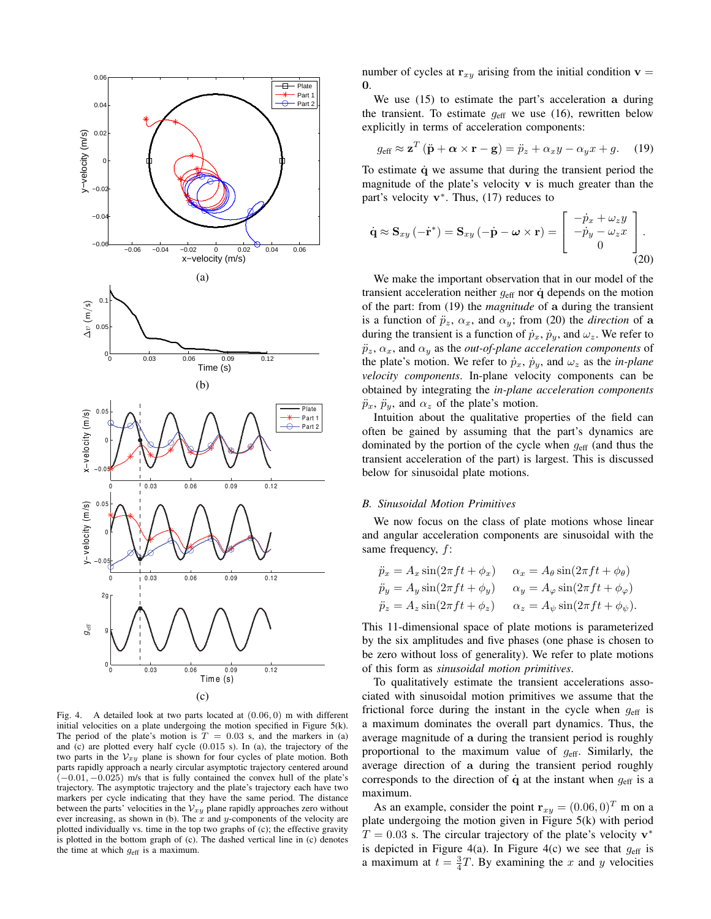Fig. 4. A detailed look at two parts located at $(0.06, 0)$ m with different initial velocities on a plate undergoing the motion specified in Figure 5(k). The period of the plate's motion is $T = 0.03$ s, and the markers in (a) and (c) are plotted every half cycle (0.015 s). In (a), the trajectory of the two parts in the $\mathcal{V}_{xy}$ plane is shown for four cycles of plate motion. Both parts rapidly approach a nearly circular asymptotic trajectory centered around $(-0.01, -0.025)$ m/s that is fully contained the convex hull of the plate's trajectory. The asymptotic trajectory and the plate's trajectory each have two markers per cycle indicating that they have the same period. The distance between the parts' velocities in the $\mathcal{V}_{xy}$ plane rapidly approaches zero without ever increasing, as shown in (b). The $x$ and $y$-components of the velocity are plotted individually vs. time in the top two graphs of (c); the effective gravity is plotted in the bottom graph of (c). The dashed vertical line in (c) denotes the time at which $g_{\text{eff}}$ is a maximum.

number of cycles at $\mathbf{r}_{xy}$ arising from the initial condition $\mathbf{v} = \mathbf{0}$.

We use (15) to estimate the part's acceleration $\mathbf{a}$ during the transient. To estimate $g_{\text{eff}}$ we use (16), rewritten below explicitly in terms of acceleration components:

$$g_{\text{eff}} \approx \mathbf{z}^T (\ddot{\mathbf{p}} + \boldsymbol{\alpha} \times \mathbf{r} - \mathbf{g}) = \ddot{p}_z + \alpha_x y - \alpha_y x + g. \quad (19)$$

To estimate $\dot{\mathbf{q}}$ we assume that during the transient period the magnitude of the plate's velocity $\mathbf{v}$ is much greater than the part's velocity $\mathbf{v}^*$. Thus, (17) reduces to

$$\dot{\mathbf{q}} \approx \mathbf{S}_{xy} (-\dot{\mathbf{r}}^*) = \mathbf{S}_{xy} (-\dot{\mathbf{p}} - \boldsymbol{\omega} \times \mathbf{r}) = \begin{bmatrix} -\dot{p}_x + \omega_z y \\ -\dot{p}_y - \omega_z x \\ 0 \end{bmatrix}. \quad (20)$$

We make the important observation that in our model of the transient acceleration neither $g_{\text{eff}}$ nor $\dot{\mathbf{q}}$ depends on the motion of the part: from (19) the *magnitude* of $\mathbf{a}$ during the transient is a function of $\ddot{p}_z$, $\alpha_x$, and $\alpha_y$; from (20) the *direction* of $\mathbf{a}$ during the transient is a function of $\dot{p}_x$, $\dot{p}_y$, and $\omega_z$. We refer to $\ddot{p}_z$, $\alpha_x$, and $\alpha_y$ as the *out-of-plane acceleration components* of the plate's motion. We refer to $\dot{p}_x$, $\dot{p}_y$, and $\omega_z$ as the *in-plane velocity components*. In-plane velocity components can be obtained by integrating the *in-plane acceleration components* $\ddot{p}_x$, $\ddot{p}_y$, and $\alpha_z$ of the plate's motion.

Intuition about the qualitative properties of the field can often be gained by assuming that the part's dynamics are dominated by the portion of the cycle when $g_{\text{eff}}$ (and thus the transient acceleration of the part) is largest. This is discussed below for sinusoidal plate motions.

### B. Sinusoidal Motion Primitives

We now focus on the class of plate motions whose linear and angular acceleration components are sinusoidal with the same frequency, $f$:

$$\begin{aligned} \ddot{p}_x &= A_x \sin(2\pi f t + \phi_x) & \alpha_x &= A_\theta \sin(2\pi f t + \phi_\theta) \\ \ddot{p}_y &= A_y \sin(2\pi f t + \phi_y) & \alpha_y &= A_\varphi \sin(2\pi f t + \phi_\varphi) \\ \ddot{p}_z &= A_z \sin(2\pi f t + \phi_z) & \alpha_z &= A_\psi \sin(2\pi f t + \phi_\psi). \end{aligned}$$

This 11-dimensional space of plate motions is parameterized by the six amplitudes and five phases (one phase is chosen to be zero without loss of generality). We refer to plate motions of this form as *sinusoidal motion primitives*.

To qualitatively estimate the transient accelerations associated with sinusoidal motion primitives we assume that the frictional force during the instant in the cycle when $g_{\text{eff}}$ is a maximum dominates the overall part dynamics. Thus, the average magnitude of $\mathbf{a}$ during the transient period is roughly proportional to the maximum value of $g_{\text{eff}}$. Similarly, the average direction of $\mathbf{a}$ during the transient period roughly corresponds to the direction of $\dot{\mathbf{q}}$ at the instant when $g_{\text{eff}}$ is a maximum.

As an example, consider the point $\mathbf{r}_{xy} = (0.06, 0)^T$ m on a plate undergoing the motion given in Figure 5(k) with period $T = 0.03$ s. The circular trajectory of the plate's velocity $\mathbf{v}^*$ is depicted in Figure 4(a). In Figure 4(c) we see that $g_{\text{eff}}$ is a maximum at $t = \frac{3}{4}T$. By examining the $x$ and $y$ velocities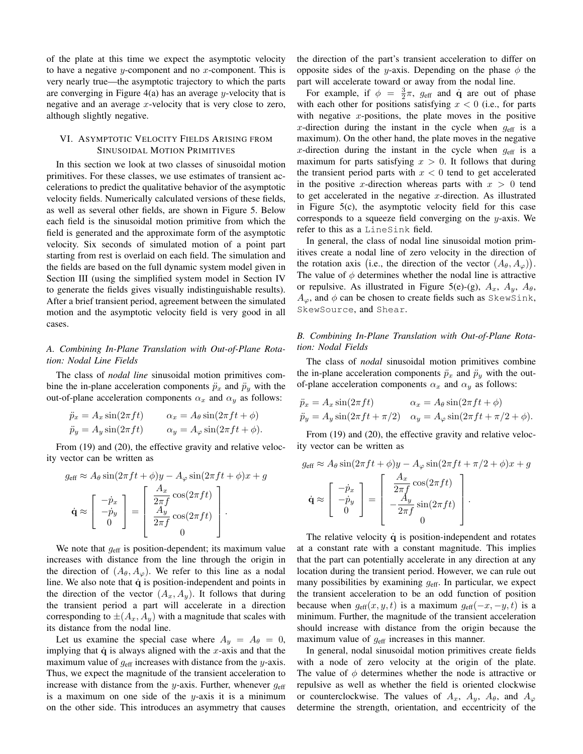of the plate at this time we expect the asymptotic velocity to have a negative $y$-component and no $x$-component. This is very nearly true—the asymptotic trajectory to which the parts are converging in Figure 4(a) has an average $y$-velocity that is negative and an average $x$-velocity that is very close to zero, although slightly negative.

## VI. Asymptotic Velocity Fields Arising from Sinusoidal Motion Primitives

In this section we look at two classes of sinusoidal motion primitives. For these classes, we use estimates of transient accelerations to predict the qualitative behavior of the asymptotic velocity fields. Numerically calculated versions of these fields, as well as several other fields, are shown in Figure 5. Below each field is the sinusoidal motion primitive from which the field is generated and the approximate form of the asymptotic velocity. Six seconds of simulated motion of a point part starting from rest is overlaid on each field. The simulation and the fields are based on the full dynamic system model given in Section III (using the simplified system model in Section IV to generate the fields gives visually indistinguishable results). After a brief transient period, agreement between the simulated motion and the asymptotic velocity field is very good in all cases.

### A. Combining In-Plane Translation with Out-of-Plane Rotation: Nodal Line Fields

The class of *nodal line* sinusoidal motion primitives combine the in-plane acceleration components $\ddot{p}_x$ and $\ddot{p}_y$ with the out-of-plane acceleration components $\alpha_x$ and $\alpha_y$ as follows:

$$
\begin{aligned}
\ddot{p}_x &= A_x \sin(2\pi f t) & \alpha_x &= A_\theta \sin(2\pi f t + \phi) \\
\ddot{p}_y &= A_y \sin(2\pi f t) & \alpha_y &= A_\varphi \sin(2\pi f t + \phi).
\end{aligned}
$$

From (19) and (20), the effective gravity and relative velocity vector can be written as

$$
g_{\text{eff}} \approx A_\theta \sin(2\pi f t + \phi) y - A_\varphi \sin(2\pi f t + \phi) x + g
$$

$$
\dot{\mathbf{q}} \approx \begin{bmatrix} -\dot{p}_x \\ -\dot{p}_y \\ 0 \end{bmatrix} = \begin{bmatrix} \dfrac{A_x}{2\pi f}\cos(2\pi f t) \\ \dfrac{A_y}{2\pi f}\cos(2\pi f t) \\ 0 \end{bmatrix}.
$$

We note that $g_{\text{eff}}$ is position-dependent; its maximum value increases with distance from the line through the origin in the direction of $(A_\theta, A_\varphi)$. We refer to this line as a nodal line. We also note that $\dot{\mathbf{q}}$ is position-independent and points in the direction of the vector $(A_x, A_y)$. It follows that during the transient period a part will accelerate in a direction corresponding to $\pm(A_x, A_y)$ with a magnitude that scales with its distance from the nodal line.

Let us examine the special case where $A_y = A_\theta = 0$, implying that $\dot{\mathbf{q}}$ is always aligned with the $x$-axis and that the maximum value of $g_{\text{eff}}$ increases with distance from the $y$-axis. Thus, we expect the magnitude of the transient acceleration to increase with distance from the $y$-axis. Further, whenever $g_{\text{eff}}$ is a maximum on one side of the $y$-axis it is a minimum on the other side. This introduces an asymmetry that causes the direction of the part's transient acceleration to differ on opposite sides of the $y$-axis. Depending on the phase $\phi$ the part will accelerate toward or away from the nodal line.

For example, if $\phi = \frac{3}{2}\pi$, $g_{\text{eff}}$ and $\dot{\mathbf{q}}$ are out of phase with each other for positions satisfying $x < 0$ (i.e., for parts with negative $x$-positions, the plate moves in the positive $x$-direction during the instant in the cycle when $g_{\text{eff}}$ is a maximum). On the other hand, the plate moves in the negative $x$-direction during the instant in the cycle when $g_{\text{eff}}$ is a maximum for parts satisfying $x > 0$. It follows that during the transient period parts with $x < 0$ tend to get accelerated in the positive $x$-direction whereas parts with $x > 0$ tend to get accelerated in the negative $x$-direction. As illustrated in Figure 5(c), the asymptotic velocity field for this case corresponds to a squeeze field converging on the $y$-axis. We refer to this as a `LineSink` field.

In general, the class of nodal line sinusoidal motion primitives create a nodal line of zero velocity in the direction of the rotation axis (i.e., the direction of the vector $(A_\theta, A_\varphi)$). The value of $\phi$ determines whether the nodal line is attractive or repulsive. As illustrated in Figure 5(e)-(g), $A_x$, $A_y$, $A_\theta$, $A_\varphi$, and $\phi$ can be chosen to create fields such as `SkewSink`, `SkewSource`, and `Shear`.

### B. Combining In-Plane Translation with Out-of-Plane Rotation: Nodal Fields

The class of *nodal* sinusoidal motion primitives combine the in-plane acceleration components $\ddot{p}_x$ and $\ddot{p}_y$ with the out-of-plane acceleration components $\alpha_x$ and $\alpha_y$ as follows:

$$
\begin{aligned}
\ddot{p}_x &= A_x \sin(2\pi f t) & \alpha_x &= A_\theta \sin(2\pi f t + \phi) \\
\ddot{p}_y &= A_y \sin(2\pi f t + \pi/2) & \alpha_y &= A_\varphi \sin(2\pi f t + \pi/2 + \phi).
\end{aligned}
$$

From (19) and (20), the effective gravity and relative velocity vector can be written as

$$
g_{\text{eff}} \approx A_\theta \sin(2\pi f t + \phi) y - A_\varphi \sin(2\pi f t + \pi/2 + \phi) x + g
$$

$$
\dot{\mathbf{q}} \approx \begin{bmatrix} -\dot{p}_x \\ -\dot{p}_y \\ 0 \end{bmatrix} = \begin{bmatrix} \dfrac{A_x}{2\pi f}\cos(2\pi f t) \\ -\dfrac{A_y}{2\pi f}\sin(2\pi f t) \\ 0 \end{bmatrix}.
$$

The relative velocity $\dot{\mathbf{q}}$ is position-independent and rotates at a constant rate with a constant magnitude. This implies that the part can potentially accelerate in any direction at any location during the transient period. However, we can rule out many possibilities by examining $g_{\text{eff}}$. In particular, we expect the transient acceleration to be an odd function of position because when $g_{\text{eff}}(x, y, t)$ is a maximum $g_{\text{eff}}(-x, -y, t)$ is a minimum. Further, the magnitude of the transient acceleration should increase with distance from the origin because the maximum value of $g_{\text{eff}}$ increases in this manner.

In general, nodal sinusoidal motion primitives create fields with a node of zero velocity at the origin of the plate. The value of $\phi$ determines whether the node is attractive or repulsive as well as whether the field is oriented clockwise or counterclockwise. The values of $A_x$, $A_y$, $A_\theta$, and $A_\varphi$ determine the strength, orientation, and eccentricity of the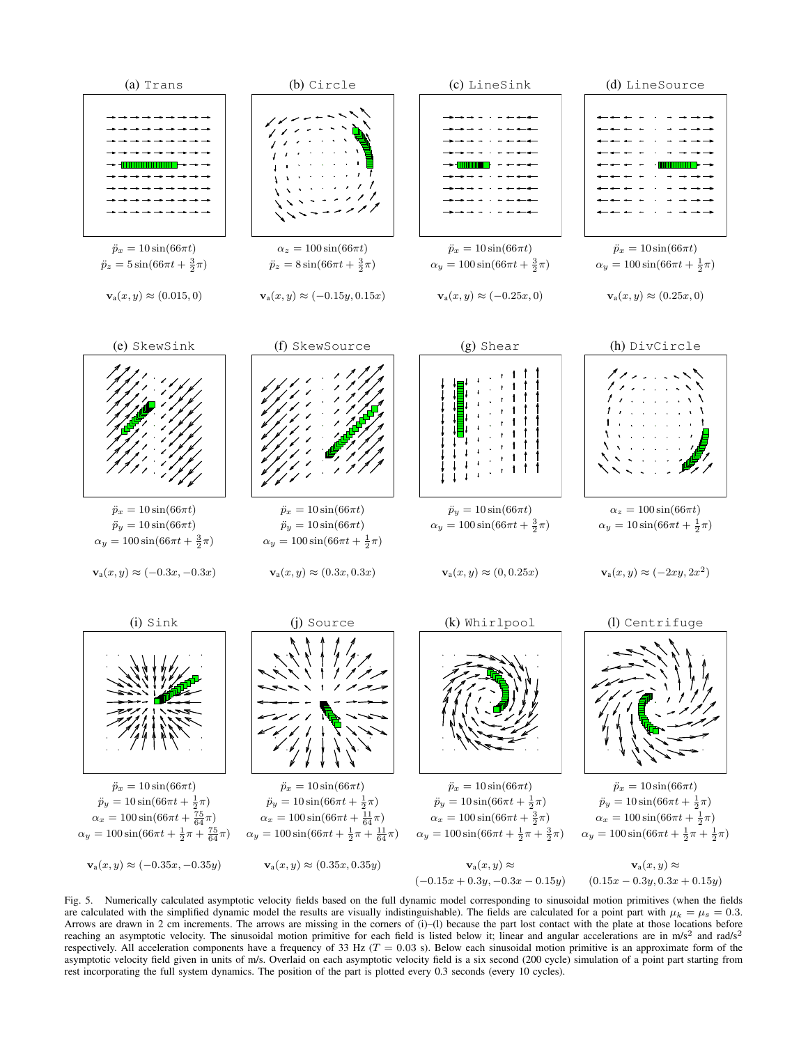(a) Trans

$\ddot{p}_x = 10\sin(66\pi t)$
$\ddot{p}_z = 5\sin(66\pi t + \frac{3}{2}\pi)$

$\mathbf{v}_a(x, y) \approx (0.015, 0)$

(b) Circle

$\alpha_z = 100\sin(66\pi t)$
$\ddot{p}_z = 8\sin(66\pi t + \frac{3}{2}\pi)$

$\mathbf{v}_a(x, y) \approx (-0.15y, 0.15x)$

(c) LineSink

$\ddot{p}_x = 10\sin(66\pi t)$
$\alpha_y = 100\sin(66\pi t + \frac{3}{2}\pi)$

$\mathbf{v}_a(x, y) \approx (-0.25x, 0)$

(d) LineSource

$\ddot{p}_x = 10\sin(66\pi t)$
$\alpha_y = 100\sin(66\pi t + \frac{1}{2}\pi)$

$\mathbf{v}_a(x, y) \approx (0.25x, 0)$

(e) SkewSink

$\ddot{p}_x = 10\sin(66\pi t)$
$\ddot{p}_y = 10\sin(66\pi t)$
$\alpha_y = 100\sin(66\pi t + \frac{3}{2}\pi)$

$\mathbf{v}_a(x, y) \approx (-0.3x, -0.3x)$

(f) SkewSource

$\ddot{p}_x = 10\sin(66\pi t)$
$\ddot{p}_y = 10\sin(66\pi t)$
$\alpha_y = 100\sin(66\pi t + \frac{1}{2}\pi)$

$\mathbf{v}_a(x, y) \approx (0.3x, 0.3x)$

(g) Shear

$\ddot{p}_y = 10\sin(66\pi t)$
$\alpha_y = 100\sin(66\pi t + \frac{3}{2}\pi)$

$\mathbf{v}_a(x, y) \approx (0, 0.25x)$

(h) DivCircle

$\alpha_z = 100\sin(66\pi t)$
$\alpha_y = 10\sin(66\pi t + \frac{1}{2}\pi)$

$\mathbf{v}_a(x, y) \approx (-2xy, 2x^2)$

(i) Sink

$\ddot{p}_x = 10\sin(66\pi t)$
$\ddot{p}_y = 10\sin(66\pi t + \frac{1}{2}\pi)$
$\alpha_x = 100\sin(66\pi t + \frac{75}{64}\pi)$
$\alpha_y = 100\sin(66\pi t + \frac{1}{2}\pi + \frac{75}{64}\pi)$

$\mathbf{v}_a(x, y) \approx (-0.35x, -0.35y)$

(j) Source

$\ddot{p}_x = 10\sin(66\pi t)$
$\ddot{p}_y = 10\sin(66\pi t + \frac{1}{2}\pi)$
$\alpha_x = 100\sin(66\pi t + \frac{11}{64}\pi)$
$\alpha_y = 100\sin(66\pi t + \frac{1}{2}\pi + \frac{11}{64}\pi)$

$\mathbf{v}_a(x, y) \approx (0.35x, 0.35y)$

(k) Whirlpool

$\ddot{p}_x = 10\sin(66\pi t)$
$\ddot{p}_y = 10\sin(66\pi t + \frac{1}{2}\pi)$
$\alpha_x = 100\sin(66\pi t + \frac{3}{2}\pi)$
$\alpha_y = 100\sin(66\pi t + \frac{1}{2}\pi + \frac{3}{2}\pi)$

$\mathbf{v}_a(x, y) \approx$
$(-0.15x + 0.3y, -0.3x - 0.15y)$

(l) Centrifuge

$\ddot{p}_x = 10\sin(66\pi t)$
$\ddot{p}_y = 10\sin(66\pi t + \frac{1}{2}\pi)$
$\alpha_x = 100\sin(66\pi t + \frac{1}{2}\pi)$
$\alpha_y = 100\sin(66\pi t + \frac{1}{2}\pi + \frac{1}{2}\pi)$

$\mathbf{v}_a(x, y) \approx$
$(0.15x - 0.3y, 0.3x + 0.15y)$

Fig. 5. Numerically calculated asymptotic velocity fields based on the full dynamic model corresponding to sinusoidal motion primitives (when the fields are calculated with the simplified dynamic model the results are visually indistinguishable). The fields are calculated for a point part with $\mu_k = \mu_s = 0.3$. Arrows are drawn in 2 cm increments. The arrows are missing in the corners of (i)–(l) because the part lost contact with the plate at those locations before reaching an asymptotic velocity. The sinusoidal motion primitive for each field is listed below it; linear and angular accelerations are in m/s$^2$ and rad/s$^2$ respectively. All acceleration components have a frequency of 33 Hz ($T = 0.03$ s). Below each sinusoidal motion primitive is an approximate form of the asymptotic velocity field given in units of m/s. Overlaid on each asymptotic velocity field is a six second (200 cycle) simulation of a point part starting from rest incorporating the full system dynamics. The position of the part is plotted every 0.3 seconds (every 10 cycles).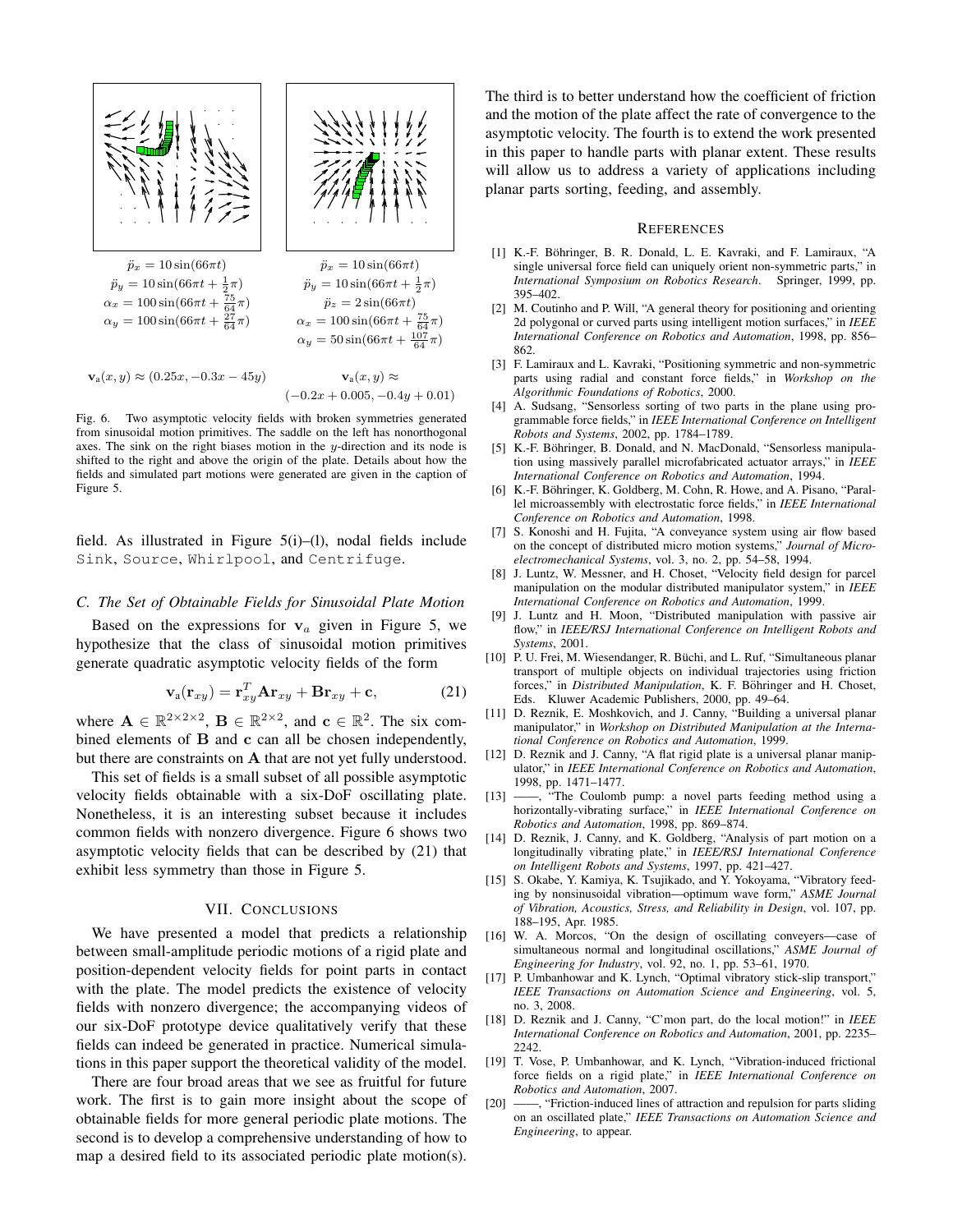$\ddot{p}_x = 10\sin(66\pi t)$
$\ddot{p}_y = 10\sin(66\pi t + \frac{1}{2}\pi)$
$\alpha_x = 100\sin(66\pi t + \frac{75}{64}\pi)$
$\alpha_y = 100\sin(66\pi t + \frac{27}{64}\pi)$

$\mathbf{v}_a(x, y) \approx (0.25x, -0.3x - 45y)$

$\ddot{p}_x = 10\sin(66\pi t)$
$\ddot{p}_y = 10\sin(66\pi t + \frac{1}{2}\pi)$
$\ddot{p}_z = 2\sin(66\pi t)$
$\alpha_x = 100\sin(66\pi t + \frac{75}{64}\pi)$
$\alpha_y = 50\sin(66\pi t + \frac{107}{64}\pi)$

$\mathbf{v}_a(x, y) \approx (-0.2x + 0.005, -0.4y + 0.01)$

Fig. 6. Two asymptotic velocity fields with broken symmetries generated from sinusoidal motion primitives. The saddle on the left has nonorthogonal axes. The sink on the right biases motion in the $y$-direction and its node is shifted to the right and above the origin of the plate. Details about how the fields and simulated part motions were generated are given in the caption of Figure 5.

field. As illustrated in Figure 5(i)–(l), nodal fields include Sink, Source, Whirlpool, and Centrifuge.

### C. The Set of Obtainable Fields for Sinusoidal Plate Motion

Based on the expressions for $\mathbf{v}_a$ given in Figure 5, we hypothesize that the class of sinusoidal motion primitives generate quadratic asymptotic velocity fields of the form

$$\mathbf{v}_a(\mathbf{r}_{xy}) = \mathbf{r}_{xy}^T \mathbf{A} \mathbf{r}_{xy} + \mathbf{B}\mathbf{r}_{xy} + \mathbf{c}, \tag{21}$$

where $\mathbf{A} \in \mathbb{R}^{2\times2\times2}$, $\mathbf{B} \in \mathbb{R}^{2\times2}$, and $\mathbf{c} \in \mathbb{R}^2$. The six combined elements of $\mathbf{B}$ and $\mathbf{c}$ can all be chosen independently, but there are constraints on $\mathbf{A}$ that are not yet fully understood.

This set of fields is a small subset of all possible asymptotic velocity fields obtainable with a six-DoF oscillating plate. Nonetheless, it is an interesting subset because it includes common fields with nonzero divergence. Figure 6 shows two asymptotic velocity fields that can be described by (21) that exhibit less symmetry than those in Figure 5.

## VII. Conclusions

We have presented a model that predicts a relationship between small-amplitude periodic motions of a rigid plate and position-dependent velocity fields for point parts in contact with the plate. The model predicts the existence of velocity fields with nonzero divergence; the accompanying videos of our six-DoF prototype device qualitatively verify that these fields can indeed be generated in practice. Numerical simulations in this paper support the theoretical validity of the model.

There are four broad areas that we see as fruitful for future work. The first is to gain more insight about the scope of obtainable fields for more general periodic plate motions. The second is to develop a comprehensive understanding of how to map a desired field to its associated periodic plate motion(s). The third is to better understand how the coefficient of friction and the motion of the plate affect the rate of convergence to the asymptotic velocity. The fourth is to extend the work presented in this paper to handle parts with planar extent. These results will allow us to address a variety of applications including planar parts sorting, feeding, and assembly.

## References

[1] K.-F. Böhringer, B. R. Donald, L. E. Kavraki, and F. Lamiraux, "A single universal force field can uniquely orient non-symmetric parts," in *International Symposium on Robotics Research*. Springer, 1999, pp. 395–402.

[2] M. Coutinho and P. Will, "A general theory for positioning and orienting 2d polygonal or curved parts using intelligent motion surfaces," in *IEEE International Conference on Robotics and Automation*, 1998, pp. 856–862.

[3] F. Lamiraux and L. Kavraki, "Positioning symmetric and non-symmetric parts using radial and constant force fields," in *Workshop on the Algorithmic Foundations of Robotics*, 2000.

[4] A. Sudsang, "Sensorless sorting of two parts in the plane using programmable force fields," in *IEEE International Conference on Intelligent Robots and Systems*, 2002, pp. 1784–1789.

[5] K.-F. Böhringer, B. Donald, and N. MacDonald, "Sensorless manipulation using massively parallel microfabricated actuator arrays," in *IEEE International Conference on Robotics and Automation*, 1994.

[6] K.-F. Böhringer, K. Goldberg, M. Cohn, R. Howe, and A. Pisano, "Parallel microassembly with electrostatic force fields," in *IEEE International Conference on Robotics and Automation*, 1998.

[7] S. Konoshi and H. Fujita, "A conveyance system using air flow based on the concept of distributed micro motion systems," *Journal of Microelectromechanical Systems*, vol. 3, no. 2, pp. 54–58, 1994.

[8] J. Luntz, W. Messner, and H. Choset, "Velocity field design for parcel manipulation on the modular distributed manipulator system," in *IEEE International Conference on Robotics and Automation*, 1999.

[9] J. Luntz and H. Moon, "Distributed manipulation with passive air flow," in *IEEE/RSJ International Conference on Intelligent Robots and Systems*, 2001.

[10] P. U. Frei, M. Wiesendanger, R. Büchi, and L. Ruf, "Simultaneous planar transport of multiple objects on individual trajectories using friction forces," in *Distributed Manipulation*, K. F. Böhringer and H. Choset, Eds. Kluwer Academic Publishers, 2000, pp. 49–64.

[11] D. Reznik, E. Moshkovich, and J. Canny, "Building a universal planar manipulator," in *Workshop on Distributed Manipulation at the International Conference on Robotics and Automation*, 1999.

[12] D. Reznik and J. Canny, "A flat rigid plate is a universal planar manipulator," in *IEEE International Conference on Robotics and Automation*, 1998, pp. 1471–1477.

[13] ——, "The Coulomb pump: a novel parts feeding method using a horizontally-vibrating surface," in *IEEE International Conference on Robotics and Automation*, 1998, pp. 869–874.

[14] D. Reznik, J. Canny, and K. Goldberg, "Analysis of part motion on a longitudinally vibrating plate," in *IEEE/RSJ International Conference on Intelligent Robots and Systems*, 1997, pp. 421–427.

[15] S. Okabe, Y. Kamiya, K. Tsujikado, and Y. Yokoyama, "Vibratory feeding by nonsinusoidal vibration—optimum wave form," *ASME Journal of Vibration, Acoustics, Stress, and Reliability in Design*, vol. 107, pp. 188–195, Apr. 1985.

[16] W. A. Morcos, "On the design of oscillating conveyers—case of simultaneous normal and longitudinal oscillations," *ASME Journal of Engineering for Industry*, vol. 92, no. 1, pp. 53–61, 1970.

[17] P. Umbanhowar and K. Lynch, "Optimal vibratory stick-slip transport," *IEEE Transactions on Automation Science and Engineering*, vol. 5, no. 3, 2008.

[18] D. Reznik and J. Canny, "C'mon part, do the local motion!" in *IEEE International Conference on Robotics and Automation*, 2001, pp. 2235–2242.

[19] T. Vose, P. Umbanhowar, and K. Lynch, "Vibration-induced frictional force fields on a rigid plate," in *IEEE International Conference on Robotics and Automation*, 2007.

[20] ——, "Friction-induced lines of attraction and repulsion for parts sliding on an oscillated plate," *IEEE Transactions on Automation Science and Engineering*, to appear.